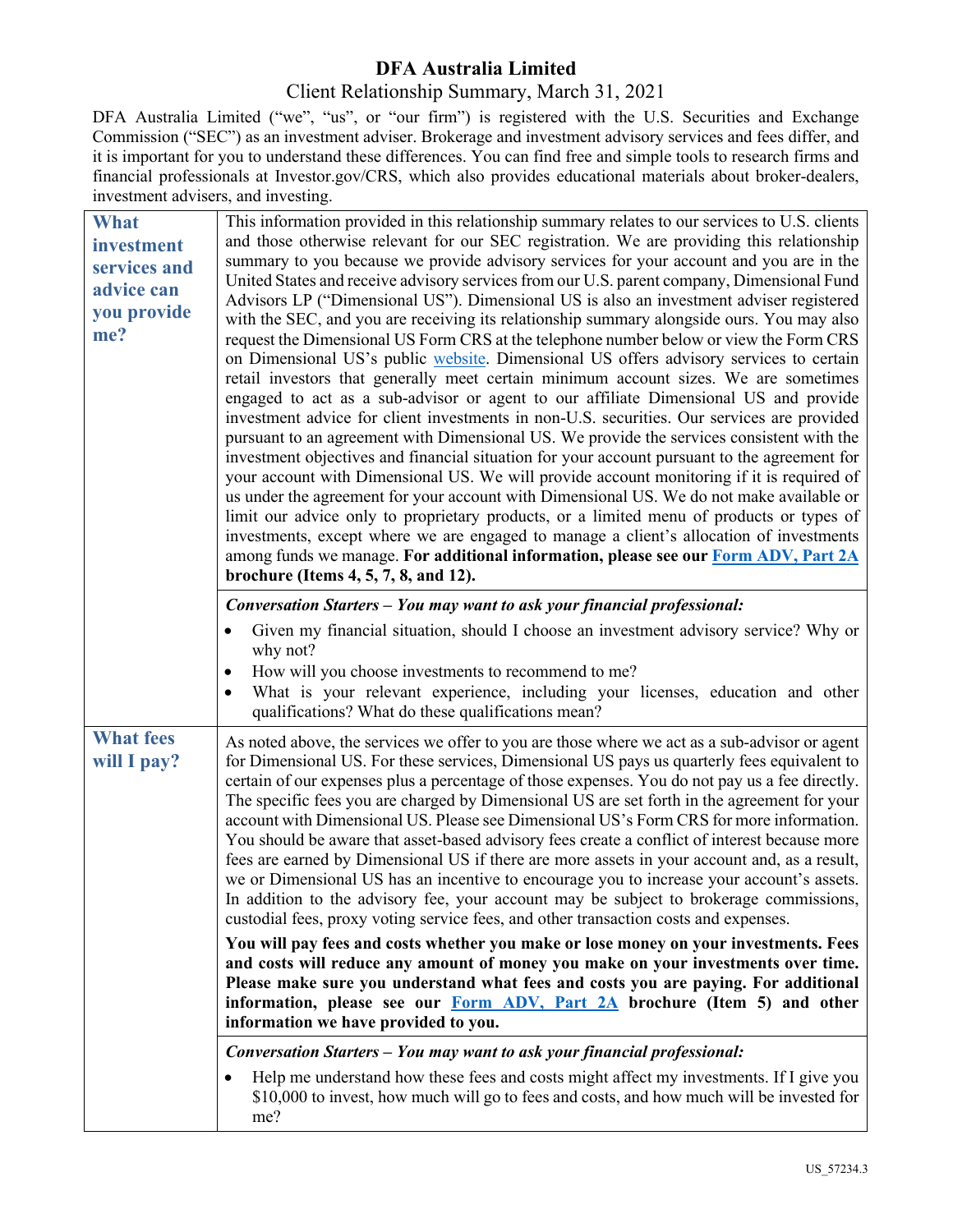# DFA Australia Limited

## Client Relationship Summary, March 31, 2021

DFA Australia Limited ("we", "us", or "our firm") is registered with the U.S. Securities and Exchange Commission ("SEC") as an investment adviser. Brokerage and investment advisory services and fees differ, and it is important for you to understand these differences. You can find free and simple tools to research firms and financial professionals at Investor.gov/CRS, which also provides educational materials about broker-dealers, investment advisers, and investing.

### What investment services and advice can you provide me?

This information provided in this relationship summary relates to our services to U.S. clients and those otherwise relevant for our SEC registration. We are providing this relationship summary to you because we provide advisory services for your account and you are in the United States and receive advisory services from our U.S. parent company, Dimensional Fund Advisors LP ("Dimensional US"). Dimensional US is also an investment adviser registered with the SEC, and you are receiving its relationship summary alongside ours. You may also request the Dimensional US Form CRS at the telephone number below or view the Form CRS on Dimensional US's public website. Dimensional US offers advisory services to certain retail investors that generally meet certain minimum account sizes. We are sometimes engaged to act as a sub-advisor or agent to our affiliate Dimensional US and provide investment advice for client investments in non-U.S. securities. Our services are provided pursuant to an agreement with Dimensional US. We provide the services consistent with the investment objectives and financial situation for your account pursuant to the agreement for your account with Dimensional US. We will provide account monitoring if it is required of us under the agreement for your account with Dimensional US. We do not make available or limit our advice only to proprietary products, or a limited menu of products or types of investments, except where we are engaged to manage a client's allocation of investments among funds we manage. **For additional information, please see our Form ADV, Part 2A brochure (Items 4, 5, 7, 8, and 12).**

***Conversation Starters – You may want to ask your financial professional:***

- Given my financial situation, should I choose an investment advisory service? Why or why not?
- How will you choose investments to recommend to me?
- What is your relevant experience, including your licenses, education and other qualifications? What do these qualifications mean?

### What fees will I pay?

As noted above, the services we offer to you are those where we act as a sub-advisor or agent for Dimensional US. For these services, Dimensional US pays us quarterly fees equivalent to certain of our expenses plus a percentage of those expenses. You do not pay us a fee directly. The specific fees you are charged by Dimensional US are set forth in the agreement for your account with Dimensional US. Please see Dimensional US's Form CRS for more information. You should be aware that asset-based advisory fees create a conflict of interest because more fees are earned by Dimensional US if there are more assets in your account and, as a result, we or Dimensional US has an incentive to encourage you to increase your account's assets. In addition to the advisory fee, your account may be subject to brokerage commissions, custodial fees, proxy voting service fees, and other transaction costs and expenses.

**You will pay fees and costs whether you make or lose money on your investments. Fees and costs will reduce any amount of money you make on your investments over time. Please make sure you understand what fees and costs you are paying. For additional information, please see our Form ADV, Part 2A brochure (Item 5) and other information we have provided to you.**

***Conversation Starters – You may want to ask your financial professional:***

- Help me understand how these fees and costs might affect my investments. If I give you $10,000 to invest, how much will go to fees and costs, and how much will be invested for me?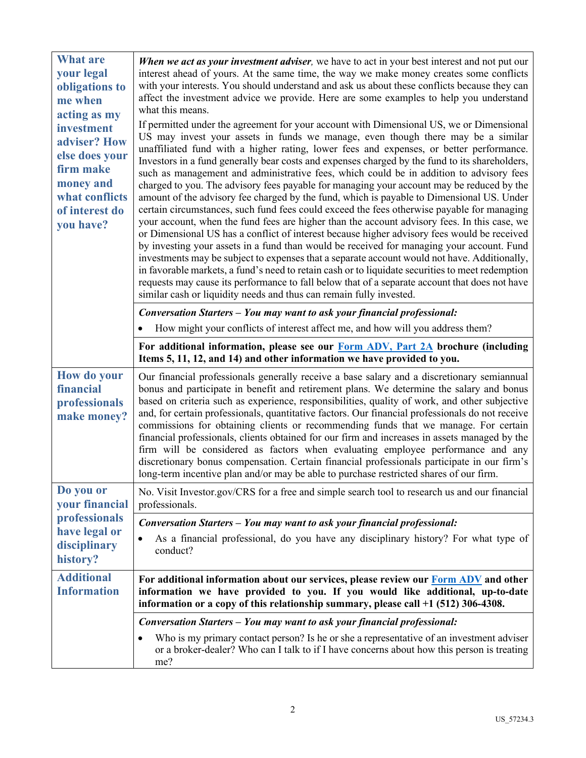| | |
|---|---|
| **What are your legal obligations to me when acting as my investment adviser? How else does your firm make money and what conflicts of interest do you have?** | ***When we act as your investment adviser***, we have to act in your best interest and not put our interest ahead of yours. At the same time, the way we make money creates some conflicts with your interests. You should understand and ask us about these conflicts because they can affect the investment advice we provide. Here are some examples to help you understand what this means.<br><br>If permitted under the agreement for your account with Dimensional US, we or Dimensional US may invest your assets in funds we manage, even though there may be a similar unaffiliated fund with a higher rating, lower fees and expenses, or better performance. Investors in a fund generally bear costs and expenses charged by the fund to its shareholders, such as management and administrative fees, which could be in addition to advisory fees charged to you. The advisory fees payable for managing your account may be reduced by the amount of the advisory fee charged by the fund, which is payable to Dimensional US. Under certain circumstances, such fund fees could exceed the fees otherwise payable for managing your account, when the fund fees are higher than the account advisory fees. In this case, we or Dimensional US has a conflict of interest because higher advisory fees would be received by investing your assets in a fund than would be received for managing your account. Fund investments may be subject to expenses that a separate account would not have. Additionally, in favorable markets, a fund's need to retain cash or to liquidate securities to meet redemption requests may cause its performance to fall below that of a separate account that does not have similar cash or liquidity needs and thus can remain fully invested. |
| | ***Conversation Starters – You may want to ask your financial professional:***<br>• How might your conflicts of interest affect me, and how will you address them? |
| | **For additional information, please see our [Form ADV, Part 2A]() brochure (including Items 5, 11, 12, and 14) and other information we have provided to you.** |
| **How do your financial professionals make money?** | Our financial professionals generally receive a base salary and a discretionary semiannual bonus and participate in benefit and retirement plans. We determine the salary and bonus based on criteria such as experience, responsibilities, quality of work, and other subjective and, for certain professionals, quantitative factors. Our financial professionals do not receive commissions for obtaining clients or recommending funds that we manage. For certain financial professionals, clients obtained for our firm and increases in assets managed by the firm will be considered as factors when evaluating employee performance and any discretionary bonus compensation. Certain financial professionals participate in our firm's long-term incentive plan and/or may be able to purchase restricted shares of our firm. |
| **Do you or your financial professionals have legal or disciplinary history?** | No. Visit Investor.gov/CRS for a free and simple search tool to research us and our financial professionals. |
| | ***Conversation Starters – You may want to ask your financial professional:***<br>• As a financial professional, do you have any disciplinary history? For what type of conduct? |
| **Additional Information** | **For additional information about our services, please review our [Form ADV]() and other information we have provided to you. If you would like additional, up-to-date information or a copy of this relationship summary, please call +1 (512) 306-4308.** |
| | ***Conversation Starters – You may want to ask your financial professional:***<br>• Who is my primary contact person? Is he or she a representative of an investment adviser or a broker-dealer? Who can I talk to if I have concerns about how this person is treating me? |

US_57234.3